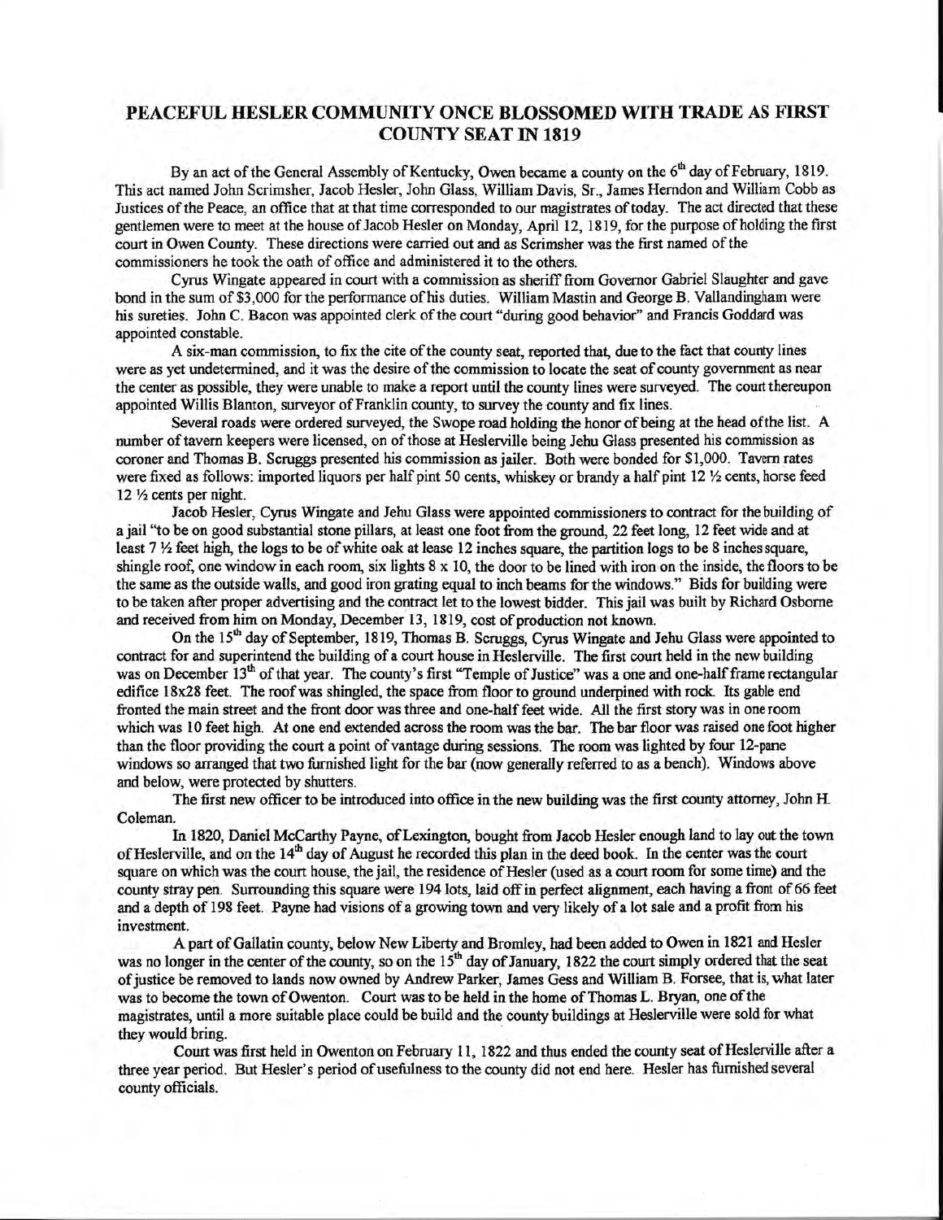## PEACEFUL HESLER COMMUNITY ONCE BLOSSOMED WITH TRADE AS FIRST COUNTY SEAT IN 1819

By an act of the General Assembly of Kentucky, Owen became a county on the 6th day of February, 1819. This act named John Scrimsher, Jacob Hesler, John Glass, William Davis, Sr., James Herndon and William Cobb as Justices of the Peace, an office that at that time corresponded to our magistrates of today. The act directed that these gentlemen were to meet at the house of Jacob Hesler on Monday, April 12, 1819, for the purpose of holding the first court in Owen County. These directions were carried out and as Scrimsher was the first named of the commissioners he took the oath of office and administered it to the others.

Cyrus Wingate appeared in court with a commission as sheriff from Governor Gabriel Slaughter and gave bond in the sum of $3,000 for the performance of his duties. William Mastin and George B. Vallandingham were his sureties. John C. Bacon was appointed clerk of the court "during good behavior" and Francis Goddard was appointed constable.

A six-man commission, to fix the cite of the county seat, reported that, due to the fact that county lines were as yet undetermined, and it was the desire of the commission to locate the seat of county government as near the center as possible, they were unable to make a report until the county lines were surveyed. The court thereupon appointed Willis Blanton, surveyor of Franklin county, to survey the county and fix lines.

Several roads were ordered surveyed, the Swope road holding the honor of being at the head of the list. A number of tavern keepers were licensed, on of those at Heslerville being Jehu Glass presented his commission as coroner and Thomas B. Scruggs presented his commission as jailer. Both were bonded for $1,000. Tavern rates were fixed as follows: imported liquors per half pint 50 cents, whiskey or brandy a half pint 12 ½ cents, horse feed 12 ½ cents per night.

Jacob Hesler, Cyrus Wingate and Jehu Glass were appointed commissioners to contract for the building of a jail "to be on good substantial stone pillars, at least one foot from the ground, 22 feet long, 12 feet wide and at least 7 ½ feet high, the logs to be of white oak at lease 12 inches square, the partition logs to be 8 inches square, shingle roof, one window in each room, six lights 8 x 10, the door to be lined with iron on the inside, the floors to be the same as the outside walls, and good iron grating equal to inch beams for the windows." Bids for building were to be taken after proper advertising and the contract let to the lowest bidder. This jail was built by Richard Osborne and received from him on Monday, December 13, 1819, cost of production not known.

On the 15th day of September, 1819, Thomas B. Scruggs, Cyrus Wingate and Jehu Glass were appointed to contract for and superintend the building of a court house in Heslerville. The first court held in the new building was on December 13th of that year. The county's first "Temple of Justice" was a one and one-half frame rectangular edifice 18x28 feet. The roof was shingled, the space from floor to ground underpinned with rock. Its gable end fronted the main street and the front door was three and one-half feet wide. All the first story was in one room which was 10 feet high. At one end extended across the room was the bar. The bar floor was raised one foot higher than the floor providing the court a point of vantage during sessions. The room was lighted by four 12-pane windows so arranged that two furnished light for the bar (now generally referred to as a bench). Windows above and below, were protected by shutters.

The first new officer to be introduced into office in the new building was the first county attorney, John H. Coleman.

In 1820, Daniel McCarthy Payne, of Lexington, bought from Jacob Hesler enough land to lay out the town of Heslerville, and on the 14th day of August he recorded this plan in the deed book. In the center was the court square on which was the court house, the jail, the residence of Hesler (used as a court room for some time) and the county stray pen. Surrounding this square were 194 lots, laid off in perfect alignment, each having a front of 66 feet and a depth of 198 feet. Payne had visions of a growing town and very likely of a lot sale and a profit from his investment.

A part of Gallatin county, below New Liberty and Bromley, had been added to Owen in 1821 and Hesler was no longer in the center of the county, so on the 15th day of January, 1822 the court simply ordered that the seat of justice be removed to lands now owned by Andrew Parker, James Gess and William B. Forsee, that is, what later was to become the town of Owenton. Court was to be held in the home of Thomas L. Bryan, one of the magistrates, until a more suitable place could be build and the county buildings at Heslerville were sold for what they would bring.

Court was first held in Owenton on February 11, 1822 and thus ended the county seat of Heslerville after a three year period. But Hesler's period of usefulness to the county did not end here. Hesler has furnished several county officials.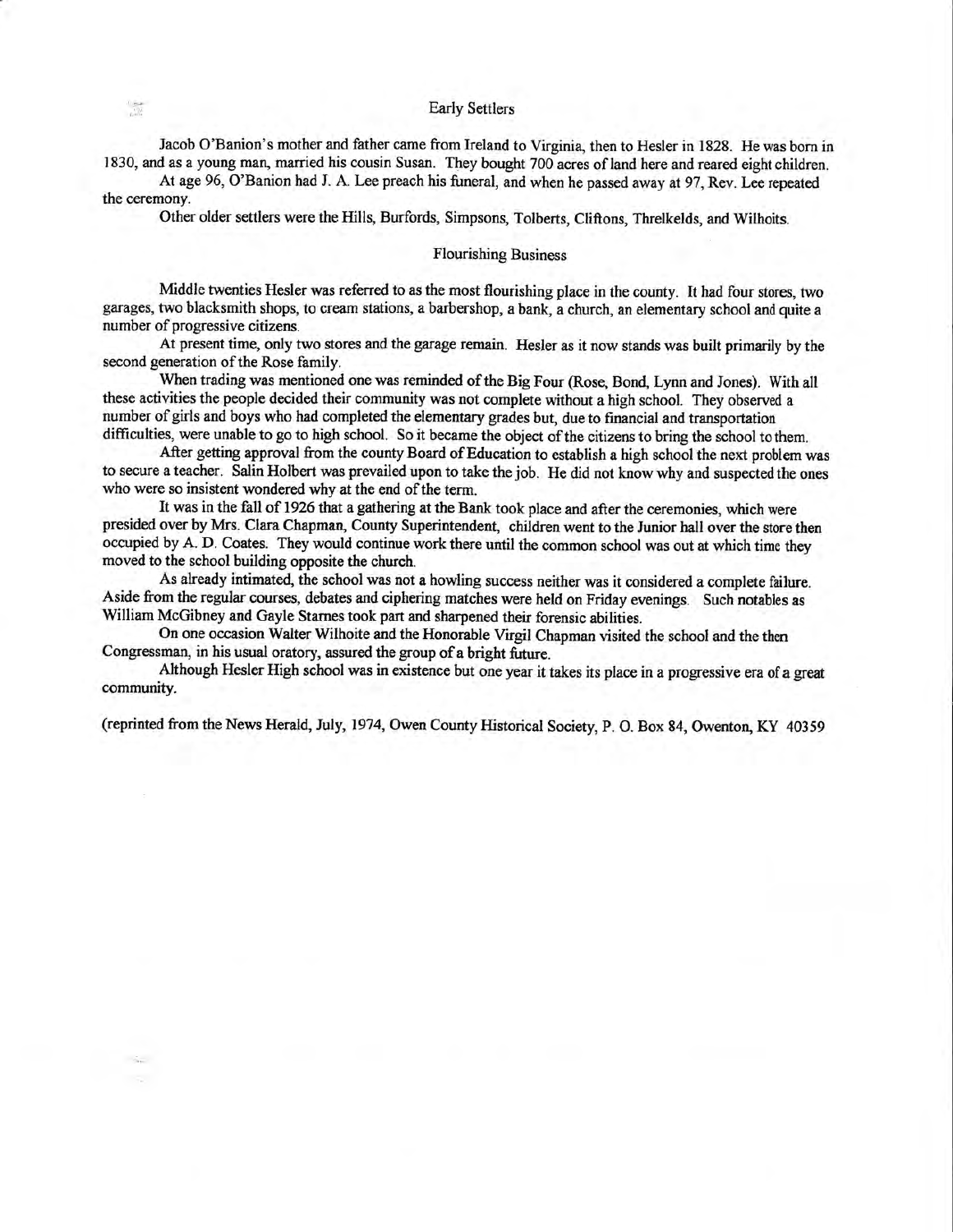## Early Settlers

Jacob O'Banion's mother and father came from Ireland to Virginia, then to Hesler in 1828. He was born in 1830, and as a young man, married his cousin Susan. They bought 700 acres of land here and reared eight children.

At age 96, O'Banion had J. A. Lee preach his funeral, and when he passed away at 97, Rev. Lee repeated the ceremony.

Other older settlers were the Hills, Burfords, Simpsons, Tolberts, Cliftons, Threlkelds, and Wilhoits.

## Flourishing Business

Middle twenties Hesler was referred to as the most flourishing place in the county. It had four stores, two garages, two blacksmith shops, to cream stations, a barbershop, a bank, a church, an elementary school and quite a number of progressive citizens.

At present time, only two stores and the garage remain. Hesler as it now stands was built primarily by the second generation of the Rose family.

When trading was mentioned one was reminded of the Big Four (Rose, Bond, Lynn and Jones). With all these activities the people decided their community was not complete without a high school. They observed a number of girls and boys who had completed the elementary grades but, due to financial and transportation difficulties, were unable to go to high school. So it became the object of the citizens to bring the school to them.

After getting approval from the county Board of Education to establish a high school the next problem was to secure a teacher. Salin Holbert was prevailed upon to take the job. He did not know why and suspected the ones who were so insistent wondered why at the end of the term.

It was in the fall of 1926 that a gathering at the Bank took place and after the ceremonies, which were presided over by Mrs. Clara Chapman, County Superintendent, children went to the Junior hall over the store then occupied by A. D. Coates. They would continue work there until the common school was out at which time they moved to the school building opposite the church.

As already intimated, the school was not a howling success neither was it considered a complete failure. Aside from the regular courses, debates and ciphering matches were held on Friday evenings. Such notables as William McGibney and Gayle Starnes took part and sharpened their forensic abilities.

On one occasion Walter Wilhoite and the Honorable Virgil Chapman visited the school and the then Congressman, in his usual oratory, assured the group of a bright future.

Although Hesler High school was in existence but one year it takes its place in a progressive era of a great community.

(reprinted from the News Herald, July, 1974, Owen County Historical Society, P. O. Box 84, Owenton, KY 40359